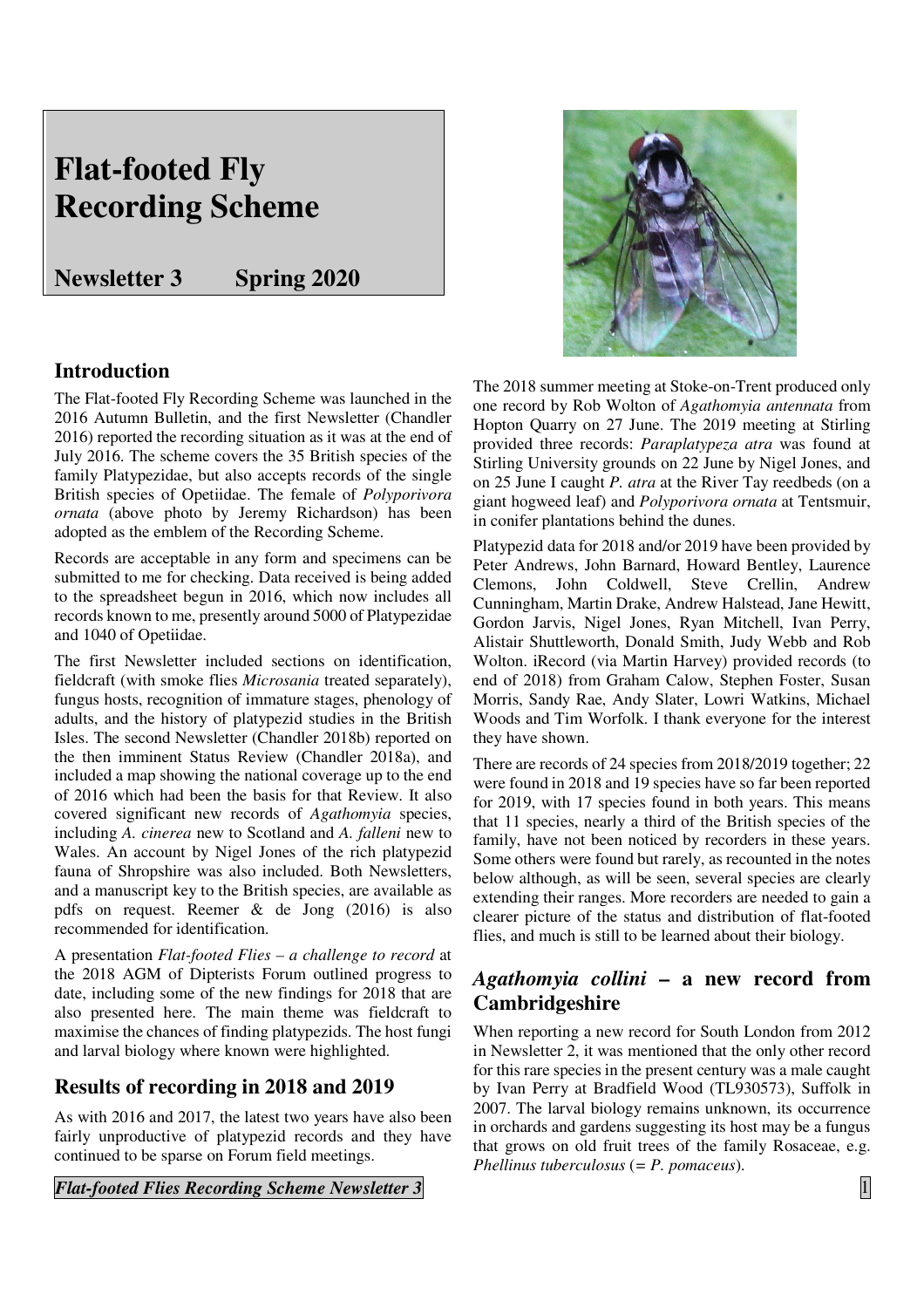# Flat-footed Fly Recording Scheme

**Newsletter 3 Spring 2020**

## Introduction

The Flat-footed Fly Recording Scheme was launched in the 2016 Autumn Bulletin, and the first Newsletter (Chandler 2016) reported the recording situation as it was at the end of July 2016. The scheme covers the 35 British species of the family Platypezidae, but also accepts records of the single British species of Opetiidae. The female of *Polyporivora ornata* (above photo by Jeremy Richardson) has been adopted as the emblem of the Recording Scheme.

Records are acceptable in any form and specimens can be submitted to me for checking. Data received is being added to the spreadsheet begun in 2016, which now includes all records known to me, presently around 5000 of Platypezidae and 1040 of Opetiidae.

The first Newsletter included sections on identification, fieldcraft (with smoke flies *Microsania* treated separately), fungus hosts, recognition of immature stages, phenology of adults, and the history of platypezid studies in the British Isles. The second Newsletter (Chandler 2018b) reported on the then imminent Status Review (Chandler 2018a), and included a map showing the national coverage up to the end of 2016 which had been the basis for that Review. It also covered significant new records of *Agathomyia* species, including *A. cinerea* new to Scotland and *A. falleni* new to Wales. An account by Nigel Jones of the rich platypezid fauna of Shropshire was also included. Both Newsletters, and a manuscript key to the British species, are available as pdfs on request. Reemer & de Jong (2016) is also recommended for identification.

A presentation *Flat-footed Flies – a challenge to record* at the 2018 AGM of Dipterists Forum outlined progress to date, including some of the new findings for 2018 that are also presented here. The main theme was fieldcraft to maximise the chances of finding platypezids. The host fungi and larval biology where known were highlighted.

## Results of recording in 2018 and 2019

As with 2016 and 2017, the latest two years have also been fairly unproductive of platypezid records and they have continued to be sparse on Forum field meetings.

The 2018 summer meeting at Stoke-on-Trent produced only one record by Rob Wolton of *Agathomyia antennata* from Hopton Quarry on 27 June. The 2019 meeting at Stirling provided three records: *Paraplatypeza atra* was found at Stirling University grounds on 22 June by Nigel Jones, and on 25 June I caught *P. atra* at the River Tay reedbeds (on a giant hogweed leaf) and *Polyporivora ornata* at Tentsmuir, in conifer plantations behind the dunes.

Platypezid data for 2018 and/or 2019 have been provided by Peter Andrews, John Barnard, Howard Bentley, Laurence Clemons, John Coldwell, Steve Crellin, Andrew Cunningham, Martin Drake, Andrew Halstead, Jane Hewitt, Gordon Jarvis, Nigel Jones, Ryan Mitchell, Ivan Perry, Alistair Shuttleworth, Donald Smith, Judy Webb and Rob Wolton. iRecord (via Martin Harvey) provided records (to end of 2018) from Graham Calow, Stephen Foster, Susan Morris, Sandy Rae, Andy Slater, Lowri Watkins, Michael Woods and Tim Worfolk. I thank everyone for the interest they have shown.

There are records of 24 species from 2018/2019 together; 22 were found in 2018 and 19 species have so far been reported for 2019, with 17 species found in both years. This means that 11 species, nearly a third of the British species of the family, have not been noticed by recorders in these years. Some others were found but rarely, as recounted in the notes below although, as will be seen, several species are clearly extending their ranges. More recorders are needed to gain a clearer picture of the status and distribution of flat-footed flies, and much is still to be learned about their biology.

## *Agathomyia collini* – a new record from Cambridgeshire

When reporting a new record for South London from 2012 in Newsletter 2, it was mentioned that the only other record for this rare species in the present century was a male caught by Ivan Perry at Bradfield Wood (TL930573), Suffolk in 2007. The larval biology remains unknown, its occurrence in orchards and gardens suggesting its host may be a fungus that grows on old fruit trees of the family Rosaceae, e.g. *Phellinus tuberculosus* (= *P. pomaceus*).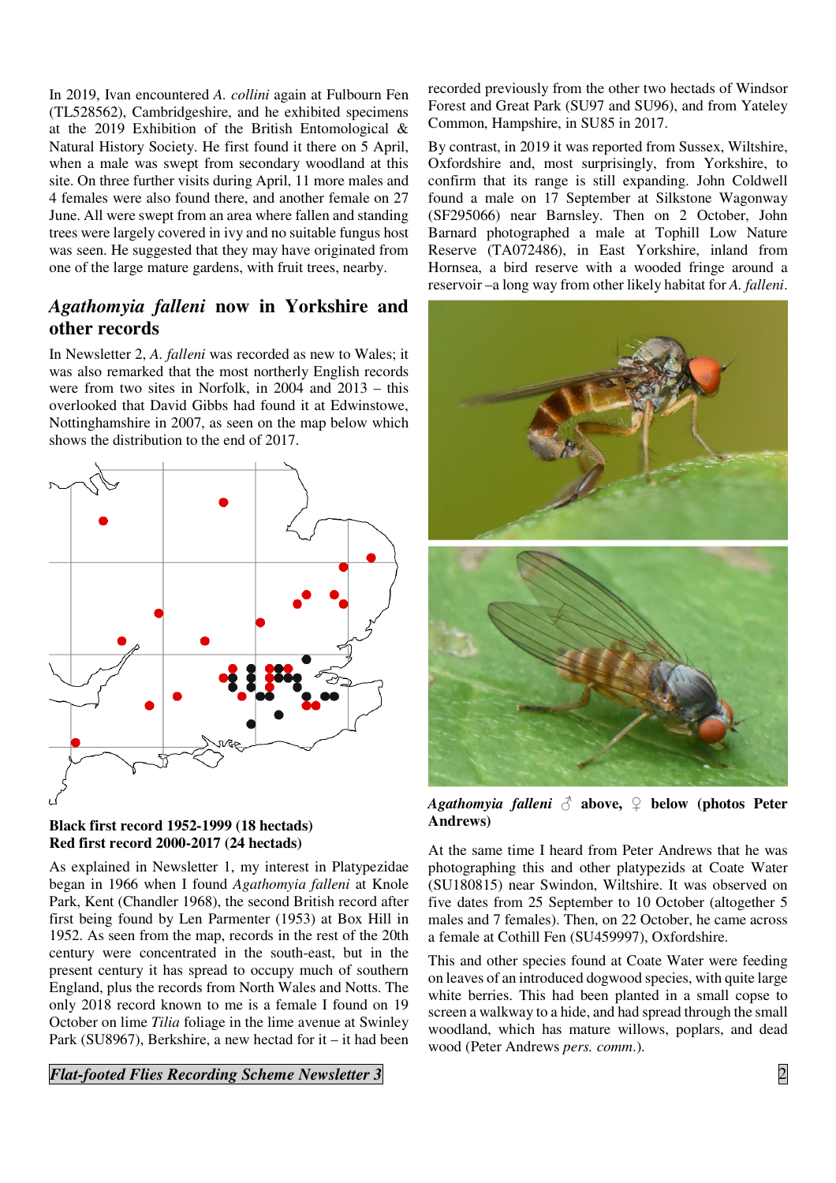In 2019, Ivan encountered *A. collini* again at Fulbourn Fen (TL528562), Cambridgeshire, and he exhibited specimens at the 2019 Exhibition of the British Entomological & Natural History Society. He first found it there on 5 April, when a male was swept from secondary woodland at this site. On three further visits during April, 11 more males and 4 females were also found there, and another female on 27 June. All were swept from an area where fallen and standing trees were largely covered in ivy and no suitable fungus host was seen. He suggested that they may have originated from one of the large mature gardens, with fruit trees, nearby.

## *Agathomyia falleni* now in Yorkshire and other records

In Newsletter 2, *A. falleni* was recorded as new to Wales; it was also remarked that the most northerly English records were from two sites in Norfolk, in 2004 and 2013 – this overlooked that David Gibbs had found it at Edwinstowe, Nottinghamshire in 2007, as seen on the map below which shows the distribution to the end of 2017.

**Black first record 1952-1999 (18 hectads)**
**Red first record 2000-2017 (24 hectads)**

As explained in Newsletter 1, my interest in Platypezidae began in 1966 when I found *Agathomyia falleni* at Knole Park, Kent (Chandler 1968), the second British record after first being found by Len Parmenter (1953) at Box Hill in 1952. As seen from the map, records in the rest of the 20th century were concentrated in the south-east, but in the present century it has spread to occupy much of southern England, plus the records from North Wales and Notts. The only 2018 record known to me is a female I found on 19 October on lime *Tilia* foliage in the lime avenue at Swinley Park (SU8967), Berkshire, a new hectad for it – it had been recorded previously from the other two hectads of Windsor Forest and Great Park (SU97 and SU96), and from Yateley Common, Hampshire, in SU85 in 2017.

By contrast, in 2019 it was reported from Sussex, Wiltshire, Oxfordshire and, most surprisingly, from Yorkshire, to confirm that its range is still expanding. John Coldwell found a male on 17 September at Silkstone Wagonway (SF295066) near Barnsley. Then on 2 October, John Barnard photographed a male at Tophill Low Nature Reserve (TA072486), in East Yorkshire, inland from Hornsea, a bird reserve with a wooded fringe around a reservoir –a long way from other likely habitat for *A. falleni*.

***Agathomyia falleni* ♂ above, ♀ below (photos Peter Andrews)**

At the same time I heard from Peter Andrews that he was photographing this and other platypezids at Coate Water (SU180815) near Swindon, Wiltshire. It was observed on five dates from 25 September to 10 October (altogether 5 males and 7 females). Then, on 22 October, he came across a female at Cothill Fen (SU459997), Oxfordshire.

This and other species found at Coate Water were feeding on leaves of an introduced dogwood species, with quite large white berries. This had been planted in a small copse to screen a walkway to a hide, and had spread through the small woodland, which has mature willows, poplars, and dead wood (Peter Andrews *pers. comm.*).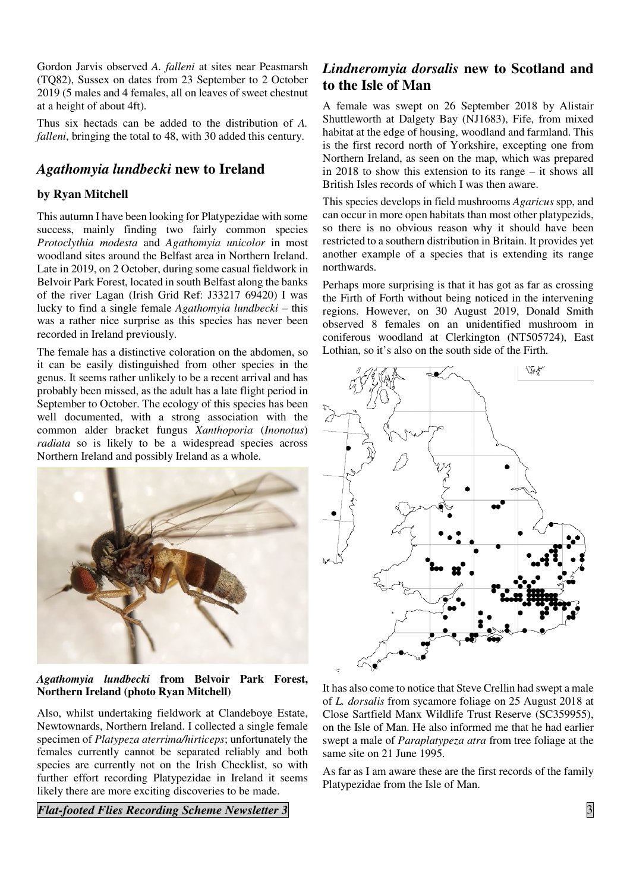Gordon Jarvis observed *A. falleni* at sites near Peasmarsh (TQ82), Sussex on dates from 23 September to 2 October 2019 (5 males and 4 females, all on leaves of sweet chestnut at a height of about 4ft).

Thus six hectads can be added to the distribution of *A. falleni*, bringing the total to 48, with 30 added this century.

## *Agathomyia lundbecki* new to Ireland

### by Ryan Mitchell

This autumn I have been looking for Platypezidae with some success, mainly finding two fairly common species *Protoclythia modesta* and *Agathomyia unicolor* in most woodland sites around the Belfast area in Northern Ireland. Late in 2019, on 2 October, during some casual fieldwork in Belvoir Park Forest, located in south Belfast along the banks of the river Lagan (Irish Grid Ref: J33217 69420) I was lucky to find a single female *Agathomyia lundbecki* – this was a rather nice surprise as this species has never been recorded in Ireland previously.

The female has a distinctive coloration on the abdomen, so it can be easily distinguished from other species in the genus. It seems rather unlikely to be a recent arrival and has probably been missed, as the adult has a late flight period in September to October. The ecology of this species has been well documented, with a strong association with the common alder bracket fungus *Xanthoporia* (*Inonotus*) *radiata* so is likely to be a widespread species across Northern Ireland and possibly Ireland as a whole.

***Agathomyia lundbecki*** **from Belvoir Park Forest, Northern Ireland (photo Ryan Mitchell)**

Also, whilst undertaking fieldwork at Clandeboye Estate, Newtownards, Northern Ireland. I collected a single female specimen of *Platypeza aterrima/hirticeps*; unfortunately the females currently cannot be separated reliably and both species are currently not on the Irish Checklist, so with further effort recording Platypezidae in Ireland it seems likely there are more exciting discoveries to be made.

## *Lindneromyia dorsalis* new to Scotland and to the Isle of Man

A female was swept on 26 September 2018 by Alistair Shuttleworth at Dalgety Bay (NJ1683), Fife, from mixed habitat at the edge of housing, woodland and farmland. This is the first record north of Yorkshire, excepting one from Northern Ireland, as seen on the map, which was prepared in 2018 to show this extension to its range – it shows all British Isles records of which I was then aware.

This species develops in field mushrooms *Agaricus* spp, and can occur in more open habitats than most other platypezids, so there is no obvious reason why it should have been restricted to a southern distribution in Britain. It provides yet another example of a species that is extending its range northwards.

Perhaps more surprising is that it has got as far as crossing the Firth of Forth without being noticed in the intervening regions. However, on 30 August 2019, Donald Smith observed 8 females on an unidentified mushroom in coniferous woodland at Clerkington (NT505724), East Lothian, so it's also on the south side of the Firth.

It has also come to notice that Steve Crellin had swept a male of *L. dorsalis* from sycamore foliage on 25 August 2018 at Close Sartfield Manx Wildlife Trust Reserve (SC359955), on the Isle of Man. He also informed me that he had earlier swept a male of *Paraplatypeza atra* from tree foliage at the same site on 21 June 1995.

As far as I am aware these are the first records of the family Platypezidae from the Isle of Man.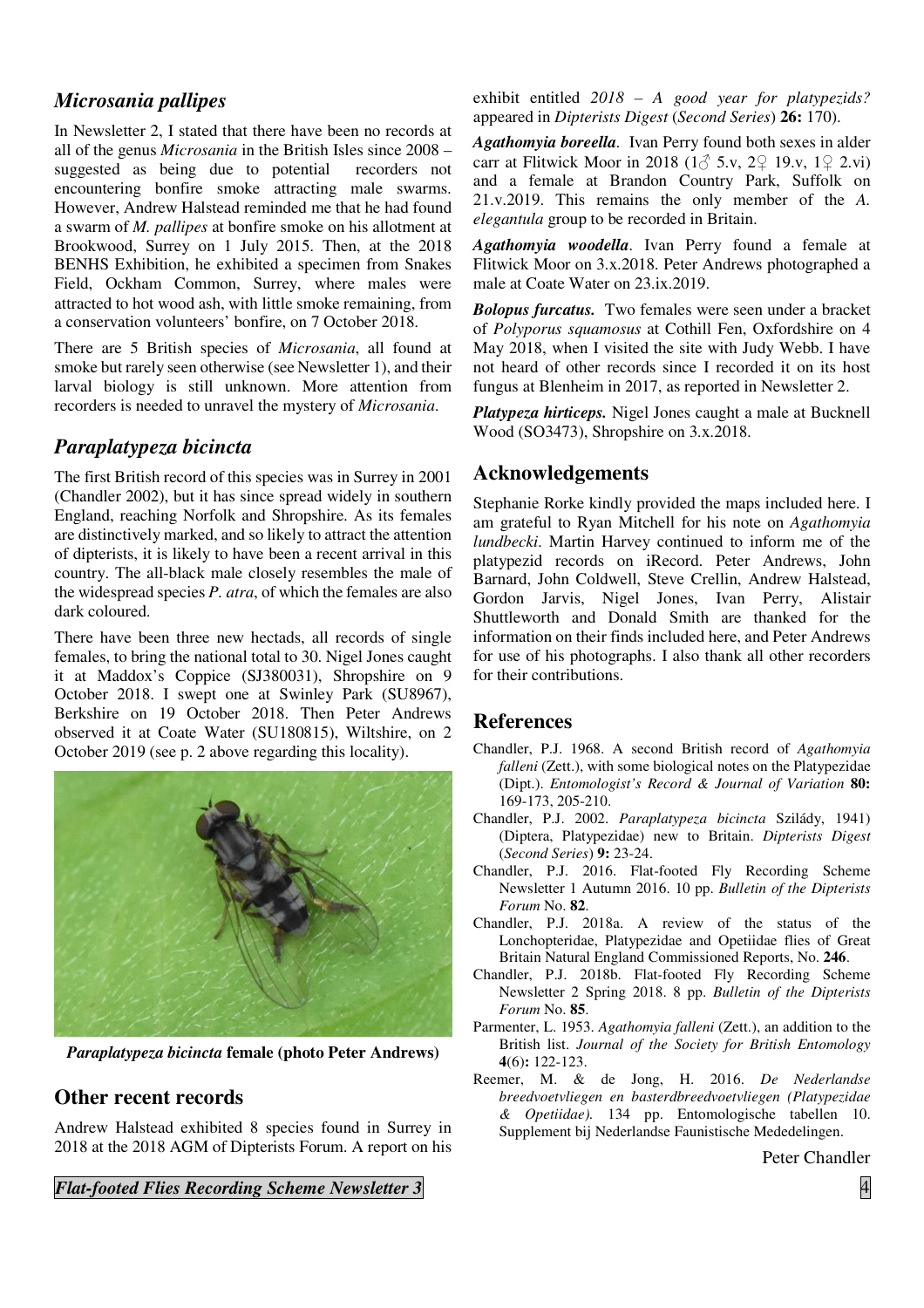## *Microsania pallipes*

In Newsletter 2, I stated that there have been no records at all of the genus *Microsania* in the British Isles since 2008 – suggested as being due to potential recorders not encountering bonfire smoke attracting male swarms. However, Andrew Halstead reminded me that he had found a swarm of *M. pallipes* at bonfire smoke on his allotment at Brookwood, Surrey on 1 July 2015. Then, at the 2018 BENHS Exhibition, he exhibited a specimen from Snakes Field, Ockham Common, Surrey, where males were attracted to hot wood ash, with little smoke remaining, from a conservation volunteers' bonfire, on 7 October 2018.

There are 5 British species of *Microsania*, all found at smoke but rarely seen otherwise (see Newsletter 1), and their larval biology is still unknown. More attention from recorders is needed to unravel the mystery of *Microsania*.

## *Paraplatypeza bicincta*

The first British record of this species was in Surrey in 2001 (Chandler 2002), but it has since spread widely in southern England, reaching Norfolk and Shropshire. As its females are distinctively marked, and so likely to attract the attention of dipterists, it is likely to have been a recent arrival in this country. The all-black male closely resembles the male of the widespread species *P. atra*, of which the females are also dark coloured.

There have been three new hectads, all records of single females, to bring the national total to 30. Nigel Jones caught it at Maddox's Coppice (SJ380031), Shropshire on 9 October 2018. I swept one at Swinley Park (SU8967), Berkshire on 19 October 2018. Then Peter Andrews observed it at Coate Water (SU180815), Wiltshire, on 2 October 2019 (see p. 2 above regarding this locality).

***Paraplatypeza bicincta*** **female (photo Peter Andrews)**

## Other recent records

Andrew Halstead exhibited 8 species found in Surrey in 2018 at the 2018 AGM of Dipterists Forum. A report on his exhibit entitled *2018 – A good year for platypezids?* appeared in *Dipterists Digest* (*Second Series*) **26:** 170).

***Agathomyia boreella***. Ivan Perry found both sexes in alder carr at Flitwick Moor in 2018 (1♂ 5.v, 2♀ 19.v, 1♀ 2.vi) and a female at Brandon Country Park, Suffolk on 21.v.2019. This remains the only member of the *A. elegantula* group to be recorded in Britain.

***Agathomyia woodella***. Ivan Perry found a female at Flitwick Moor on 3.x.2018. Peter Andrews photographed a male at Coate Water on 23.ix.2019.

***Bolopus furcatus.*** Two females were seen under a bracket of *Polyporus squamosus* at Cothill Fen, Oxfordshire on 4 May 2018, when I visited the site with Judy Webb. I have not heard of other records since I recorded it on its host fungus at Blenheim in 2017, as reported in Newsletter 2.

***Platypeza hirticeps.*** Nigel Jones caught a male at Bucknell Wood (SO3473), Shropshire on 3.x.2018.

## Acknowledgements

Stephanie Rorke kindly provided the maps included here. I am grateful to Ryan Mitchell for his note on *Agathomyia lundbecki*. Martin Harvey continued to inform me of the platypezid records on iRecord. Peter Andrews, John Barnard, John Coldwell, Steve Crellin, Andrew Halstead, Gordon Jarvis, Nigel Jones, Ivan Perry, Alistair Shuttleworth and Donald Smith are thanked for the information on their finds included here, and Peter Andrews for use of his photographs. I also thank all other recorders for their contributions.

## References

Chandler, P.J. 1968. A second British record of *Agathomyia falleni* (Zett.), with some biological notes on the Platypezidae (Dipt.). *Entomologist's Record & Journal of Variation* **80:** 169-173, 205-210.

Chandler, P.J. 2002. *Paraplatypeza bicincta* Szilády, 1941) (Diptera, Platypezidae) new to Britain. *Dipterists Digest* (*Second Series*) **9:** 23-24.

Chandler, P.J. 2016. Flat-footed Fly Recording Scheme Newsletter 1 Autumn 2016. 10 pp. *Bulletin of the Dipterists Forum* No. **82**.

Chandler, P.J. 2018a. A review of the status of the Lonchopteridae, Platypezidae and Opetiidae flies of Great Britain Natural England Commissioned Reports, No. **246**.

Chandler, P.J. 2018b. Flat-footed Fly Recording Scheme Newsletter 2 Spring 2018. 8 pp. *Bulletin of the Dipterists Forum* No. **85**.

Parmenter, L. 1953. *Agathomyia falleni* (Zett.), an addition to the British list. *Journal of the Society for British Entomology* **4**(6)**:** 122-123.

Reemer, M. & de Jong, H. 2016. *De Nederlandse breedvoetvliegen en basterdbreedvoetvliegen (Platypezidae & Opetiidae).* 134 pp. Entomologische tabellen 10. Supplement bij Nederlandse Faunistische Mededelingen.

Peter Chandler